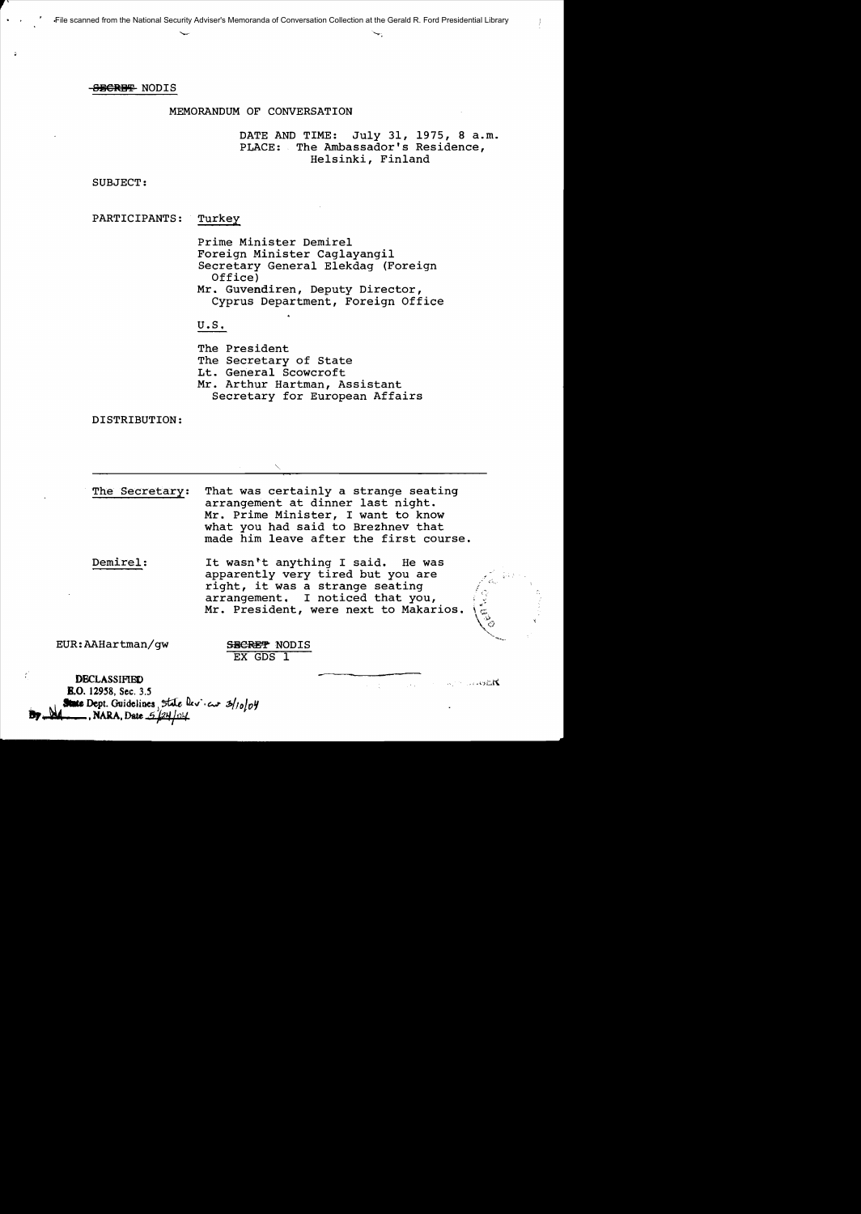File scanned from the National Security Adviser's Memoranda of Conversation Collection at the Gerald R. Ford Presidential Library

~~SECRET~~ NODIS

# MEMORANDUM OF CONVERSATION

DATE AND TIME: July 31, 1975, 8 a.m.
PLACE: The Ambassador's Residence, Helsinki, Finland

SUBJECT:

PARTICIPANTS: Turkey

Prime Minister Demirel
Foreign Minister Caglayangil
Secretary General Elekdag (Foreign Office)
Mr. Guvendiren, Deputy Director, Cyprus Department, Foreign Office

U.S.

The President
The Secretary of State
Lt. General Scowcroft
Mr. Arthur Hartman, Assistant Secretary for European Affairs

DISTRIBUTION:

---

**The Secretary:** That was certainly a strange seating arrangement at dinner last night. Mr. Prime Minister, I want to know what you had said to Brezhnev that made him leave after the first course.

**Demirel:** It wasn't anything I said. He was apparently very tired but you are right, it was a strange seating arrangement. I noticed that you, Mr. President, were next to Makarios.

EUR:AAHartman/gw

~~SECRET~~ NODIS
EX GDS 1

DECLASSIFIED
E.O. 12958, Sec. 3.5
State Dept. Guidelines, State Rev. 3/10/04
By NA, NARA, Date 5/24/04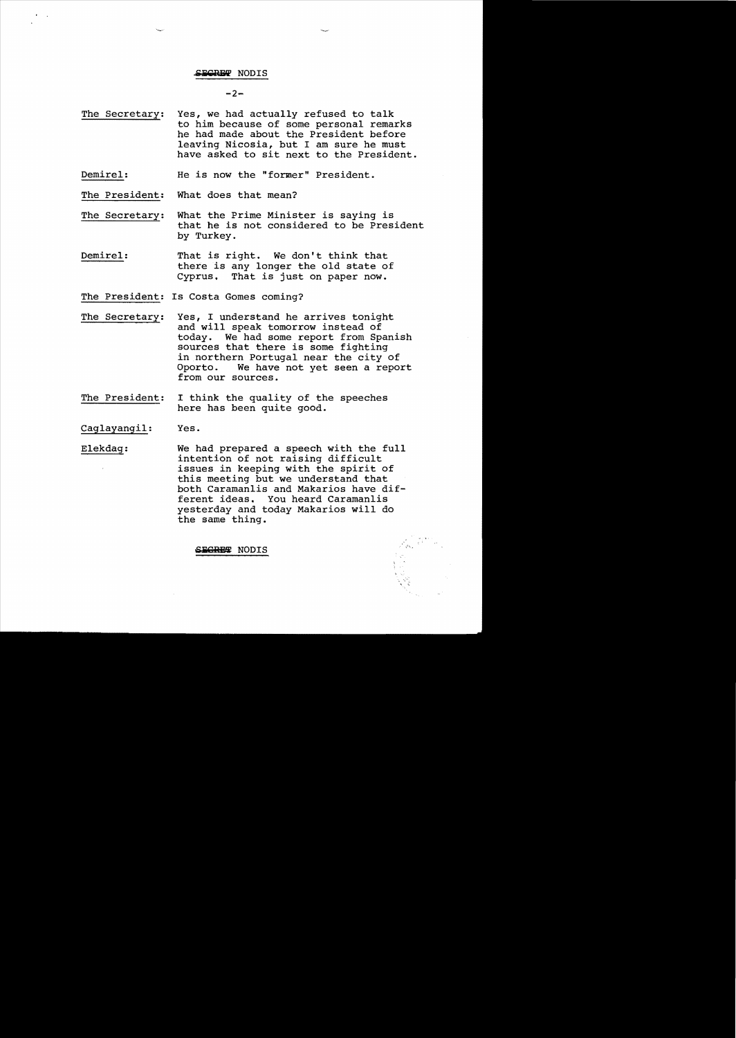SECRET NODIS

The Secretary: Yes, we had actually refused to talk to him because of some personal remarks he had made about the President before leaving Nicosia, but I am sure he must have asked to sit next to the President.

Demirel: He is now the "former" President.

The President: What does that mean?

The Secretary: What the Prime Minister is saying is that he is not considered to be President by Turkey.

Demirel: That is right. We don't think that there is any longer the old state of Cyprus. That is just on paper now.

The President: Is Costa Gomes coming?

The Secretary: Yes, I understand he arrives tonight and will speak tomorrow instead of today. We had some report from Spanish sources that there is some fighting in northern Portugal near the city of Oporto. We have not yet seen a report from our sources.

The President: I think the quality of the speeches here has been quite good.

Caglayangil: Yes.

Elekdag: We had prepared a speech with the full intention of not raising difficult issues in keeping with the spirit of this meeting but we understand that both Caramanlis and Makarios have different ideas. You heard Caramanlis yesterday and today Makarios will do the same thing.

SECRET NODIS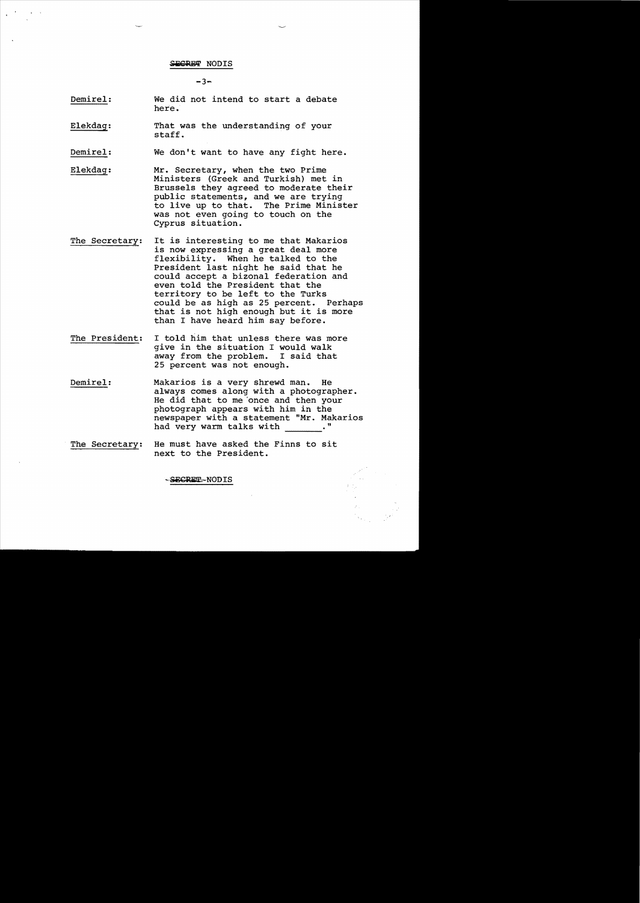Demirel: We did not intend to start a debate here.

Elekdag: That was the understanding of your staff.

Demirel: We don't want to have any fight here.

Elekdag: Mr. Secretary, when the two Prime Ministers (Greek and Turkish) met in Brussels they agreed to moderate their public statements, and we are trying to live up to that. The Prime Minister was not even going to touch on the Cyprus situation.

The Secretary: It is interesting to me that Makarios is now expressing a great deal more flexibility. When he talked to the President last night he said that he could accept a bizonal federation and even told the President that the territory to be left to the Turks could be as high as 25 percent. Perhaps that is not high enough but it is more than I have heard him say before.

The President: I told him that unless there was more give in the situation I would walk away from the problem. I said that 25 percent was not enough.

Demirel: Makarios is a very shrewd man. He always comes along with a photographer. He did that to me once and then your photograph appears with him in the newspaper with a statement "Mr. Makarios had very warm talks with _______."

The Secretary: He must have asked the Finns to sit next to the President.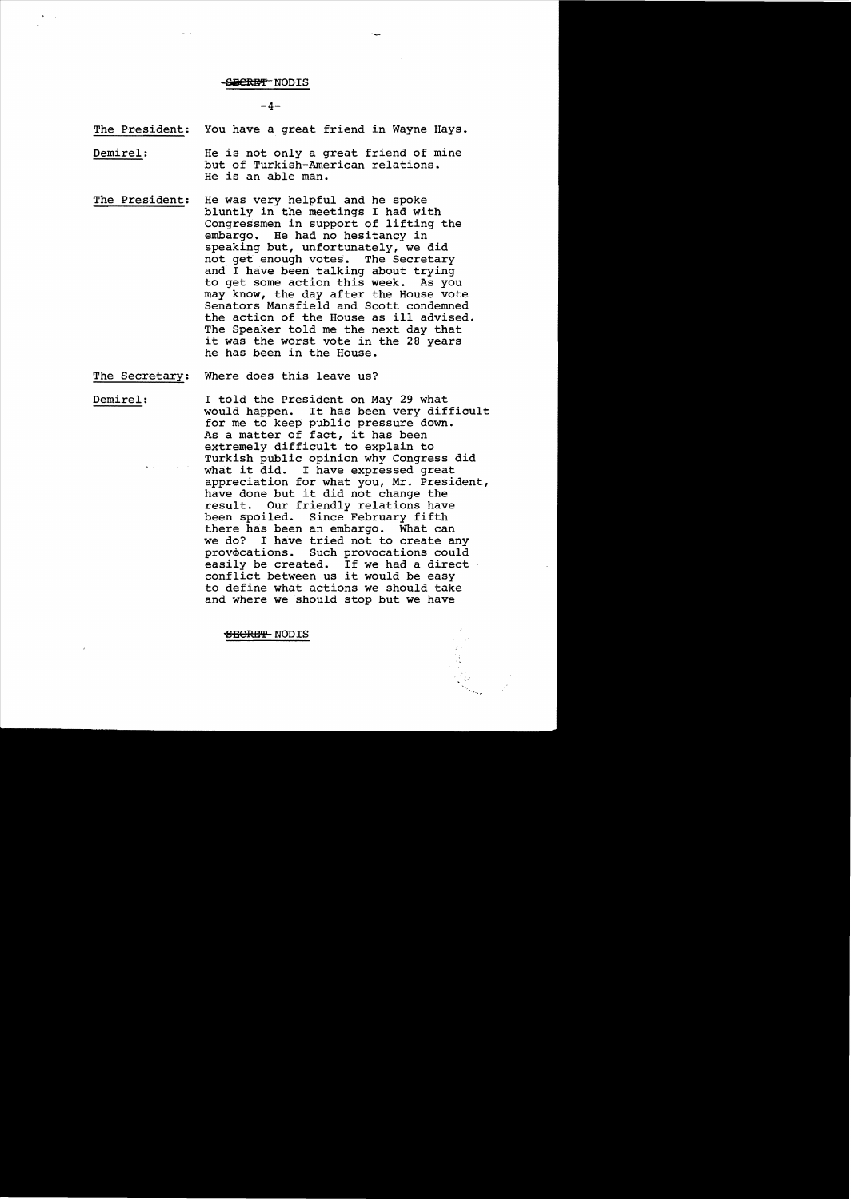SECRET NODIS

**The President:** You have a great friend in Wayne Hays.

**Demirel:** He is not only a great friend of mine but of Turkish-American relations. He is an able man.

**The President:** He was very helpful and he spoke bluntly in the meetings I had with Congressmen in support of lifting the embargo. He had no hesitancy in speaking but, unfortunately, we did not get enough votes. The Secretary and I have been talking about trying to get some action this week. As you may know, the day after the House vote Senators Mansfield and Scott condemned the action of the House as ill advised. The Speaker told me the next day that it was the worst vote in the 28 years he has been in the House.

**The Secretary:** Where does this leave us?

**Demirel:** I told the President on May 29 what would happen. It has been very difficult for me to keep public pressure down. As a matter of fact, it has been extremely difficult to explain to Turkish public opinion why Congress did what it did. I have expressed great appreciation for what you, Mr. President, have done but it did not change the result. Our friendly relations have been spoiled. Since February fifth there has been an embargo. What can we do? I have tried not to create any provocations. Such provocations could easily be created. If we had a direct conflict between us it would be easy to define what actions we should take and where we should stop but we have

SECRET NODIS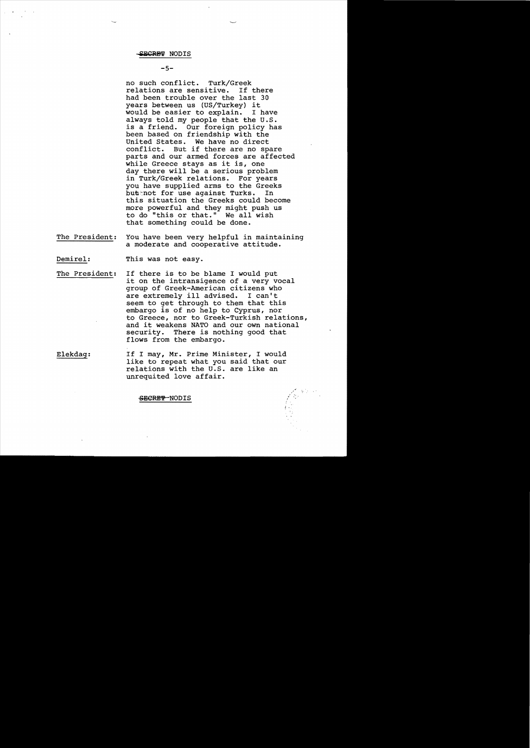no such conflict. Turk/Greek relations are sensitive. If there had been trouble over the last 30 years between us (US/Turkey) it would be easier to explain. I have always told my people that the U.S. is a friend. Our foreign policy has been based on friendship with the United States. We have no direct conflict. But if there are no spare parts and our armed forces are affected while Greece stays as it is, one day there will be a serious problem in Turk/Greek relations. For years you have supplied arms to the Greeks but not for use against Turks. In this situation the Greeks could become more powerful and they might push us to do "this or that." We all wish that something could be done.

The President: You have been very helpful in maintaining a moderate and cooperative attitude.

Demirel: This was not easy.

The President: If there is to be blame I would put it on the intransigence of a very vocal group of Greek-American citizens who are extremely ill advised. I can't seem to get through to them that this embargo is of no help to Cyprus, nor to Greece, nor to Greek-Turkish relations, and it weakens NATO and our own national security. There is nothing good that flows from the embargo.

Elekdag: If I may, Mr. Prime Minister, I would like to repeat what you said that our relations with the U.S. are like an unrequited love affair.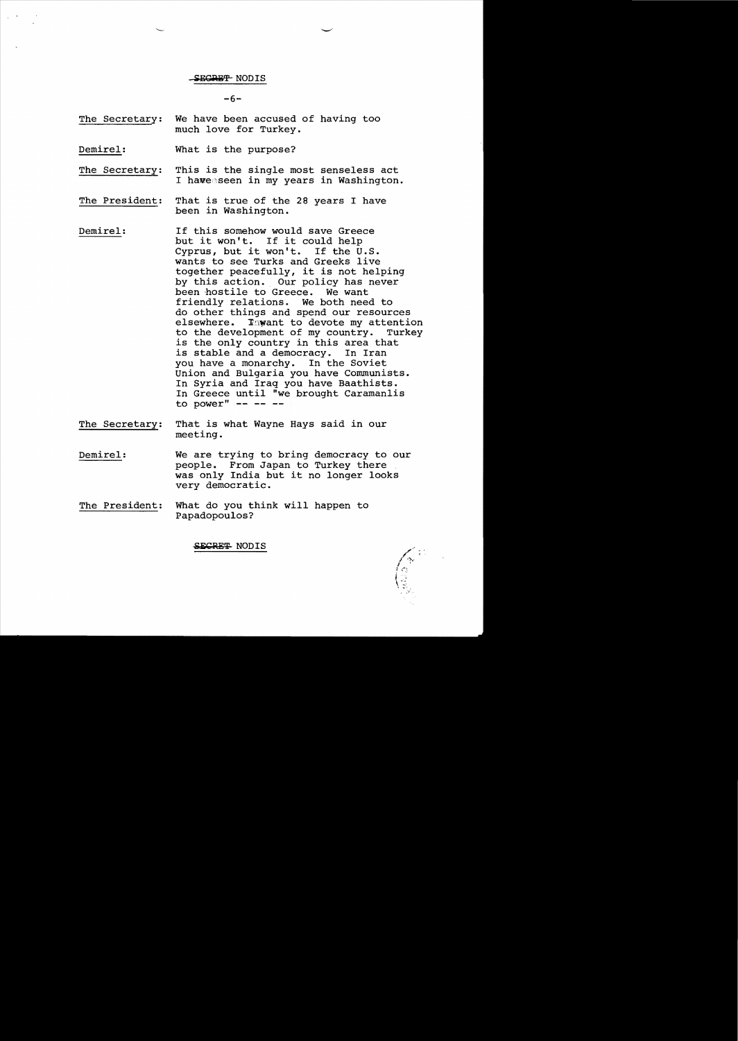SECRET NODIS

The Secretary: We have been accused of having too much love for Turkey.

Demirel: What is the purpose?

The Secretary: This is the single most senseless act I have seen in my years in Washington.

The President: That is true of the 28 years I have been in Washington.

Demirel: If this somehow would save Greece but it won't. If it could help Cyprus, but it won't. If the U.S. wants to see Turks and Greeks live together peacefully, it is not helping by this action. Our policy has never been hostile to Greece. We want friendly relations. We both need to do other things and spend our resources elsewhere. I want to devote my attention to the development of my country. Turkey is the only country in this area that is stable and a democracy. In Iran you have a monarchy. In the Soviet Union and Bulgaria you have Communists. In Syria and Iraq you have Baathists. In Greece until "we brought Caramanlis to power" -- -- --

The Secretary: That is what Wayne Hays said in our meeting.

Demirel: We are trying to bring democracy to our people. From Japan to Turkey there was only India but it no longer looks very democratic.

The President: What do you think will happen to Papadopoulos?

SECRET NODIS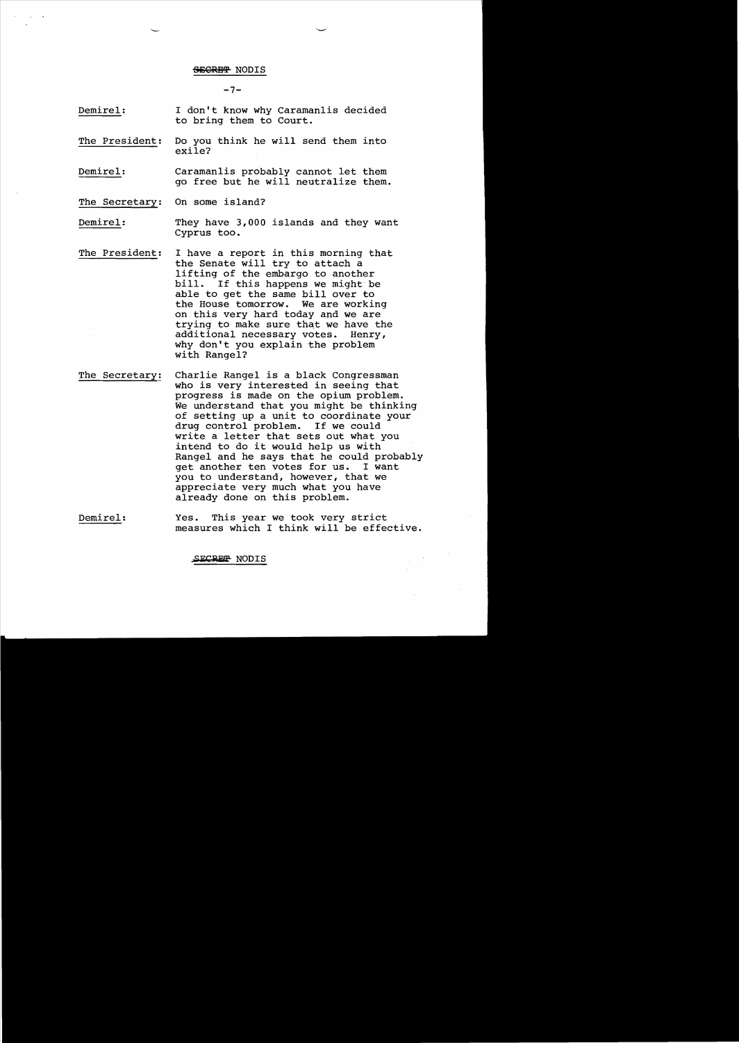SECRET NODIS

**Demirel:** I don't know why Caramanlis decided to bring them to Court.

**The President:** Do you think he will send them into exile?

**Demirel:** Caramanlis probably cannot let them go free but he will neutralize them.

**The Secretary:** On some island?

**Demirel:** They have 3,000 islands and they want Cyprus too.

**The President:** I have a report in this morning that the Senate will try to attach a lifting of the embargo to another bill. If this happens we might be able to get the same bill over to the House tomorrow. We are working on this very hard today and we are trying to make sure that we have the additional necessary votes. Henry, why don't you explain the problem with Rangel?

**The Secretary:** Charlie Rangel is a black Congressman who is very interested in seeing that progress is made on the opium problem. We understand that you might be thinking of setting up a unit to coordinate your drug control problem. If we could write a letter that sets out what you intend to do it would help us with Rangel and he says that he could probably get another ten votes for us. I want you to understand, however, that we appreciate very much what you have already done on this problem.

**Demirel:** Yes. This year we took very strict measures which I think will be effective.

SECRET NODIS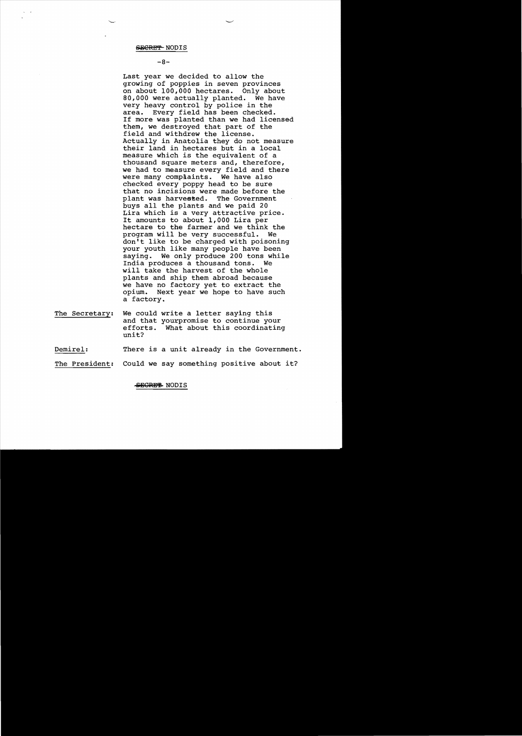Last year we decided to allow the growing of poppies in seven provinces on about 100,000 hectares. Only about 80,000 were actually planted. We have very heavy control by police in the area. Every field has been checked. If more was planted than we had licensed them, we destroyed that part of the field and withdrew the license. Actually in Anatolia they do not measure their land in hectares but in a local measure which is the equivalent of a thousand square meters and, therefore, we had to measure every field and there were many complaints. We have also checked every poppy head to be sure that no incisions were made before the plant was harvested. The Government buys all the plants and we paid 20 Lira which is a very attractive price. It amounts to about 1,000 Lira per hectare to the farmer and we think the program will be very successful. We don't like to be charged with poisoning your youth like many people have been saying. We only produce 200 tons while India produces a thousand tons. We will take the harvest of the whole plants and ship them abroad because we have no factory yet to extract the opium. Next year we hope to have such a factory.

The Secretary: We could write a letter saying this and that your promise to continue your efforts. What about this coordinating unit?

Demirel: There is a unit already in the Government.

The President: Could we say something positive about it?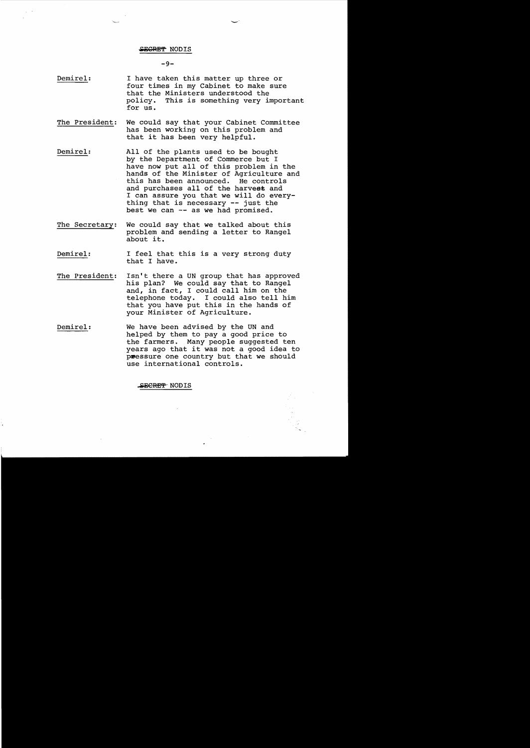SECRET NODIS

Demirel: I have taken this matter up three or four times in my Cabinet to make sure that the Ministers understood the policy. This is something very important for us.

The President: We could say that your Cabinet Committee has been working on this problem and that it has been very helpful.

Demirel: All of the plants used to be bought by the Department of Commerce but I have now put all of this problem in the hands of the Minister of Agriculture and this has been announced. He controls and purchases all of the harvest and I can assure you that we will do everything that is necessary -- just the best we can -- as we had promised.

The Secretary: We could say that we talked about this problem and sending a letter to Rangel about it.

Demirel: I feel that this is a very strong duty that I have.

The President: Isn't there a UN group that has approved his plan? We could say that to Rangel and, in fact, I could call him on the telephone today. I could also tell him that you have put this in the hands of your Minister of Agriculture.

Demirel: We have been advised by the UN and helped by them to pay a good price to the farmers. Many people suggested ten years ago that it was not a good idea to pressure one country but that we should use international controls.

SECRET NODIS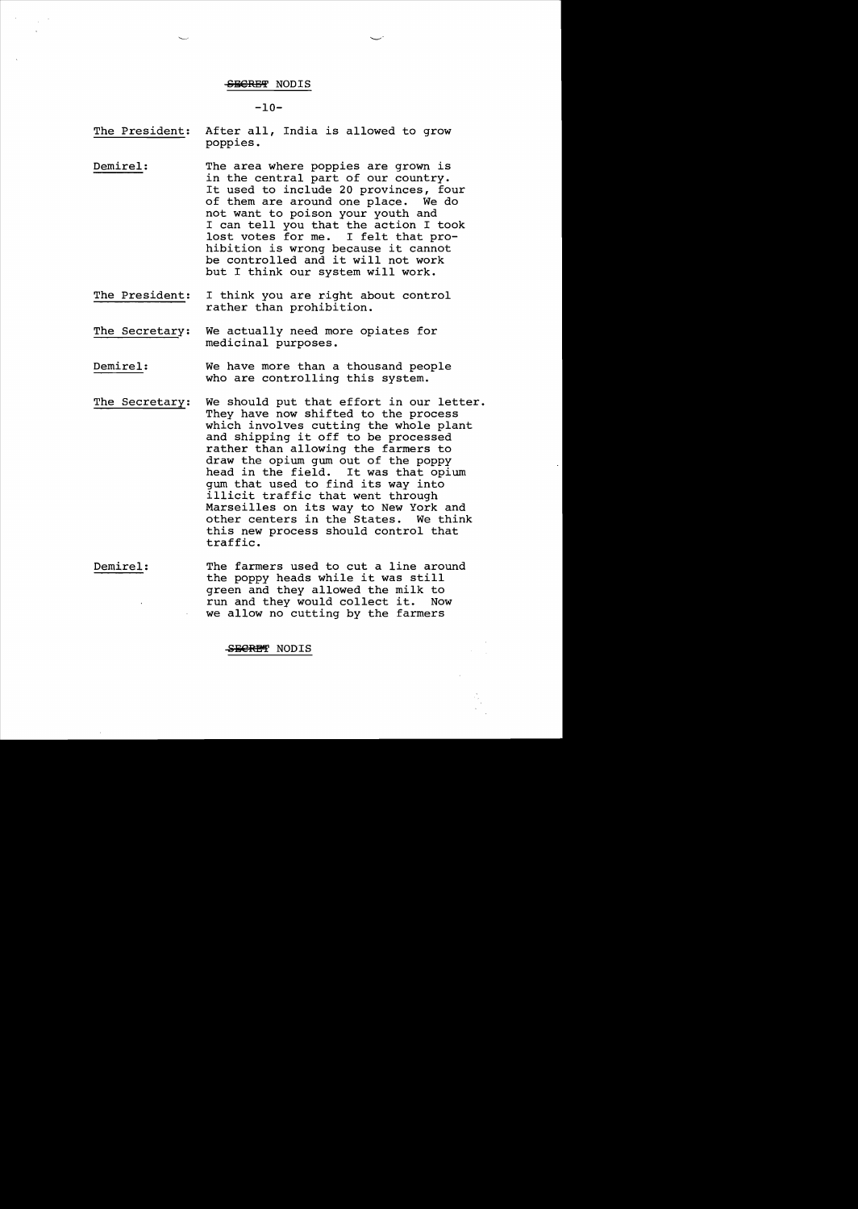**The President:** After all, India is allowed to grow poppies.

**Demirel:** The area where poppies are grown is in the central part of our country. It used to include 20 provinces, four of them are around one place. We do not want to poison your youth and I can tell you that the action I took lost votes for me. I felt that prohibition is wrong because it cannot be controlled and it will not work but I think our system will work.

**The President:** I think you are right about control rather than prohibition.

**The Secretary:** We actually need more opiates for medicinal purposes.

**Demirel:** We have more than a thousand people who are controlling this system.

**The Secretary:** We should put that effort in our letter. They have now shifted to the process which involves cutting the whole plant and shipping it off to be processed rather than allowing the farmers to draw the opium gum out of the poppy head in the field. It was that opium gum that used to find its way into illicit traffic that went through Marseilles on its way to New York and other centers in the States. We think this new process should control that traffic.

**Demirel:** The farmers used to cut a line around the poppy heads while it was still green and they allowed the milk to run and they would collect it. Now we allow no cutting by the farmers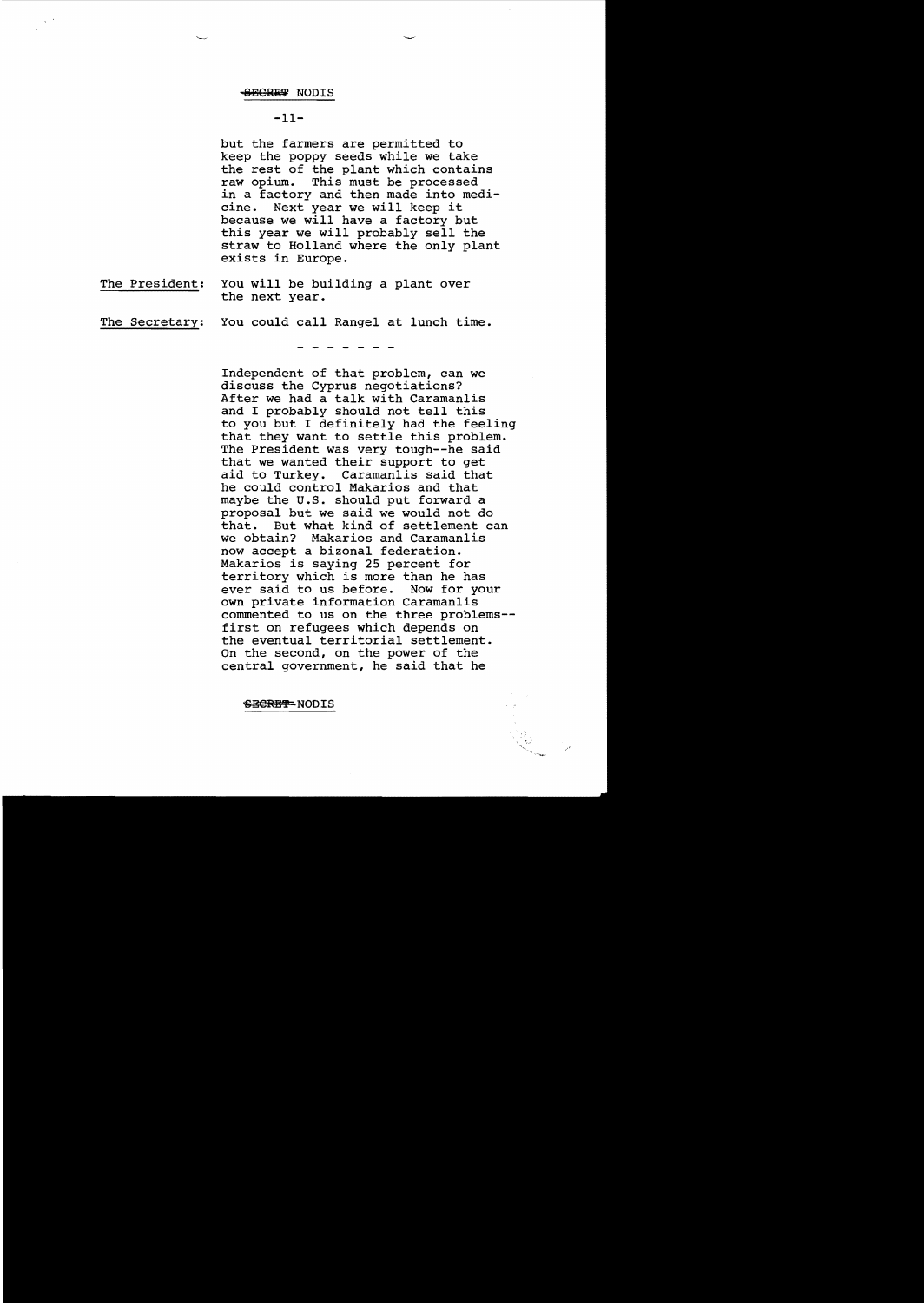but the farmers are permitted to keep the poppy seeds while we take the rest of the plant which contains raw opium. This must be processed in a factory and then made into medicine. Next year we will keep it because we will have a factory but this year we will probably sell the straw to Holland where the only plant exists in Europe.

The President: You will be building a plant over the next year.

The Secretary: You could call Rangel at lunch time.

- - - - - - -

Independent of that problem, can we discuss the Cyprus negotiations? After we had a talk with Caramanlis and I probably should not tell this to you but I definitely had the feeling that they want to settle this problem. The President was very tough--he said that we wanted their support to get aid to Turkey. Caramanlis said that he could control Makarios and that maybe the U.S. should put forward a proposal but we said we would not do that. But what kind of settlement can we obtain? Makarios and Caramanlis now accept a bizonal federation. Makarios is saying 25 percent for territory which is more than he has ever said to us before. Now for your own private information Caramanlis commented to us on the three problems--first on refugees which depends on the eventual territorial settlement. On the second, on the power of the central government, he said that he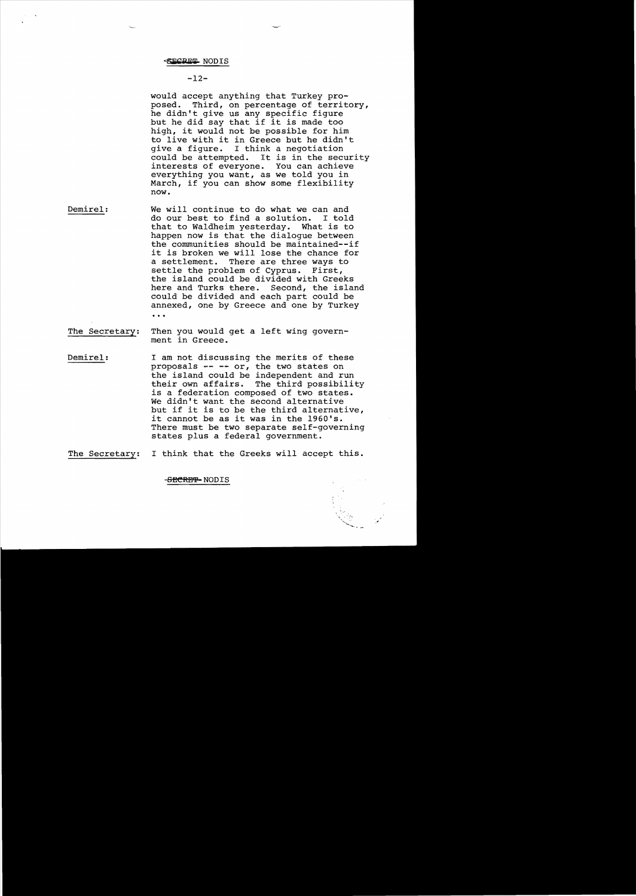SECRET NODIS

would accept anything that Turkey proposed. Third, on percentage of territory, he didn't give us any specific figure but he did say that if it is made too high, it would not be possible for him to live with it in Greece but he didn't give a figure. I think a negotiation could be attempted. It is in the security interests of everyone. You can achieve everything you want, as we told you in March, if you can show some flexibility now.

**Demirel:** We will continue to do what we can and do our best to find a solution. I told that to Waldheim yesterday. What is to happen now is that the dialogue between the communities should be maintained--if it is broken we will lose the chance for a settlement. There are three ways to settle the problem of Cyprus. First, the island could be divided with Greeks here and Turks there. Second, the island could be divided and each part could be annexed, one by Greece and one by Turkey ...

**The Secretary:** Then you would get a left wing government in Greece.

**Demirel:** I am not discussing the merits of these proposals -- -- or, the two states on the island could be independent and run their own affairs. The third possibility is a federation composed of two states. We didn't want the second alternative but if it is to be the third alternative, it cannot be as it was in the 1960's. There must be two separate self-governing states plus a federal government.

**The Secretary:** I think that the Greeks will accept this.

SECRET NODIS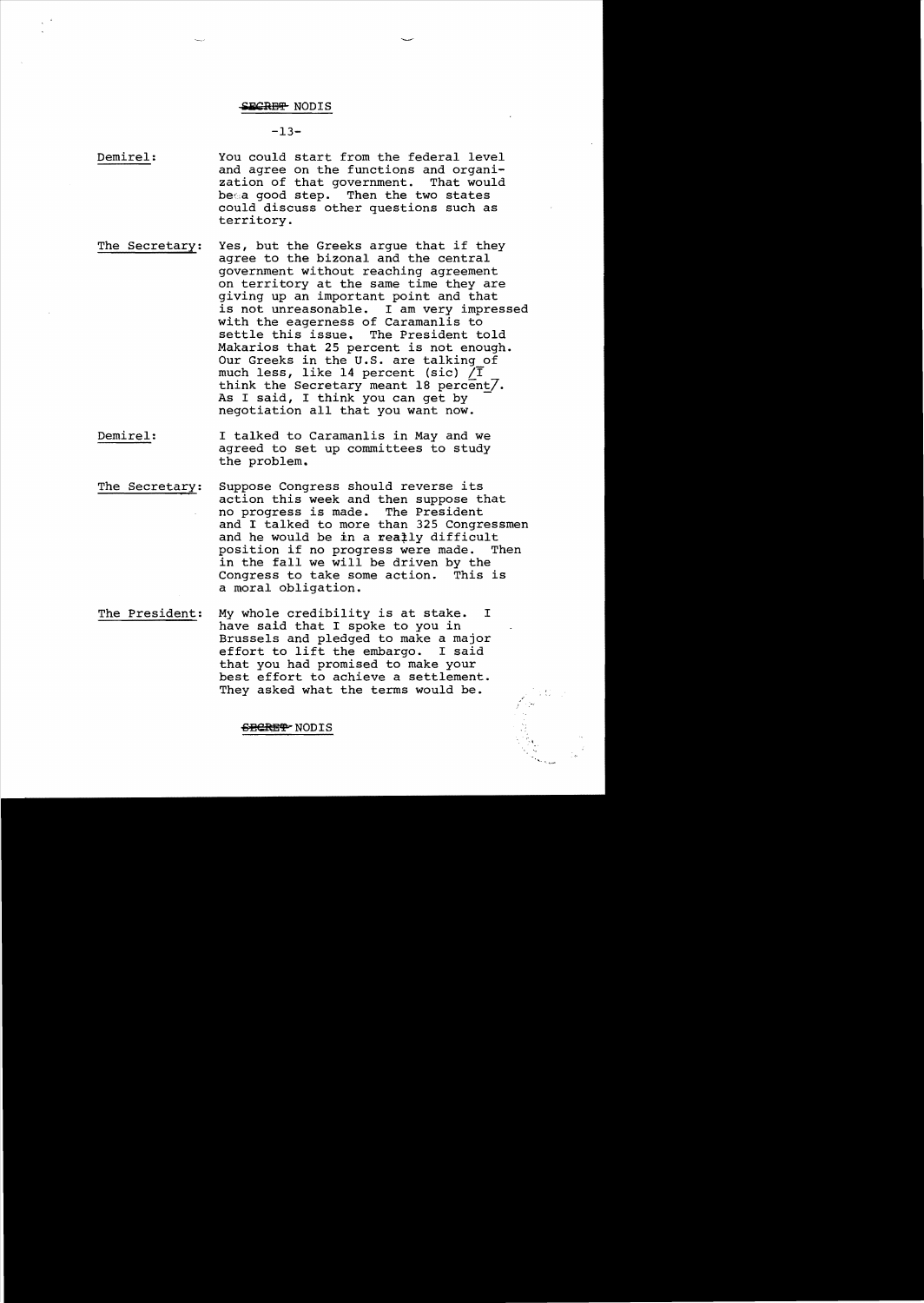SECRET NODIS

**Demirel:** You could start from the federal level and agree on the functions and organization of that government. That would be a good step. Then the two states could discuss other questions such as territory.

**The Secretary:** Yes, but the Greeks argue that if they agree to the bizonal and the central government without reaching agreement on territory at the same time they are giving up an important point and that is not unreasonable. I am very impressed with the eagerness of Caramanlis to settle this issue. The President told Makarios that 25 percent is not enough. Our Greeks in the U.S. are talking of much less, like 14 percent (sic) /I think the Secretary meant 18 percent/. As I said, I think you can get by negotiation all that you want now.

**Demirel:** I talked to Caramanlis in May and we agreed to set up committees to study the problem.

**The Secretary:** Suppose Congress should reverse its action this week and then suppose that no progress is made. The President and I talked to more than 325 Congressmen and he would be in a really difficult position if no progress were made. Then in the fall we will be driven by the Congress to take some action. This is a moral obligation.

**The President:** My whole credibility is at stake. I have said that I spoke to you in Brussels and pledged to make a major effort to lift the embargo. I said that you had promised to make your best effort to achieve a settlement. They asked what the terms would be.

SECRET NODIS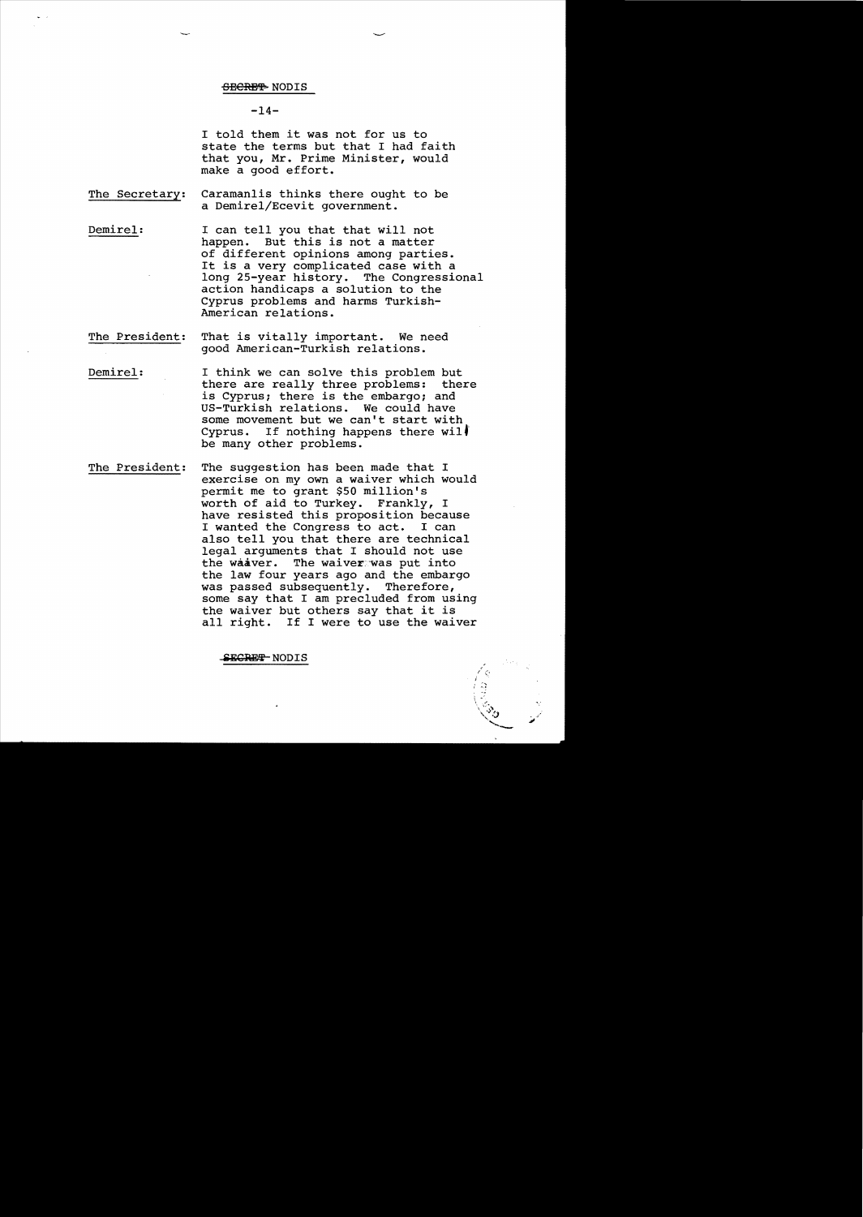I told them it was not for us to state the terms but that I had faith that you, Mr. Prime Minister, would make a good effort.

The Secretary: Caramanlis thinks there ought to be a Demirel/Ecevit government.

Demirel: I can tell you that that will not happen. But this is not a matter of different opinions among parties. It is a very complicated case with a long 25-year history. The Congressional action handicaps a solution to the Cyprus problems and harms Turkish-American relations.

The President: That is vitally important. We need good American-Turkish relations.

Demirel: I think we can solve this problem but there are really three problems: there is Cyprus; there is the embargo; and US-Turkish relations. We could have some movement but we can't start with Cyprus. If nothing happens there will be many other problems.

The President: The suggestion has been made that I exercise on my own a waiver which would permit me to grant $50 million's worth of aid to Turkey. Frankly, I have resisted this proposition because I wanted the Congress to act. I can also tell you that there are technical legal arguments that I should not use the waiver. The waiver was put into the law four years ago and the embargo was passed subsequently. Therefore, some say that I am precluded from using the waiver but others say that it is all right. If I were to use the waiver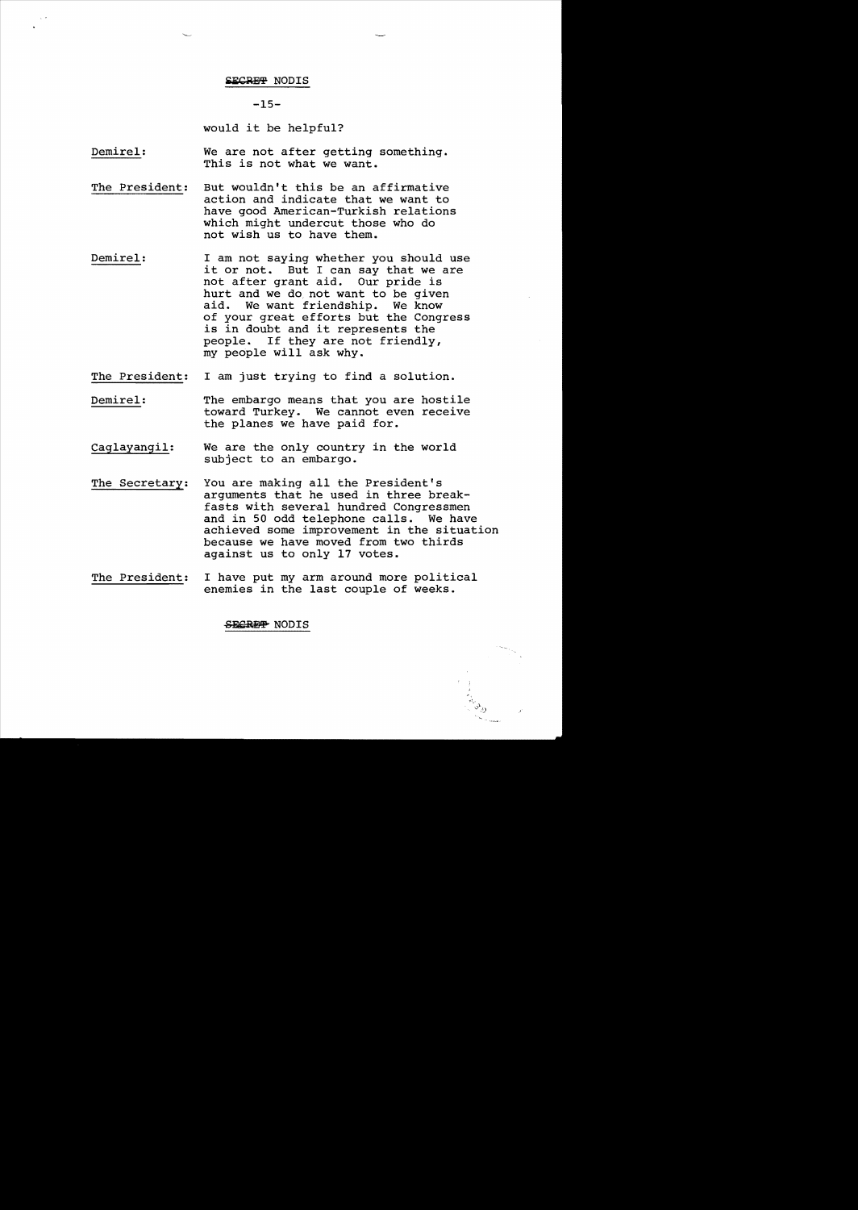SECRET NODIS

would it be helpful?

**Demirel:** We are not after getting something. This is not what we want.

**The President:** But wouldn't this be an affirmative action and indicate that we want to have good American-Turkish relations which might undercut those who do not wish us to have them.

**Demirel:** I am not saying whether you should use it or not. But I can say that we are not after grant aid. Our pride is hurt and we do not want to be given aid. We want friendship. We know of your great efforts but the Congress is in doubt and it represents the people. If they are not friendly, my people will ask why.

**The President:** I am just trying to find a solution.

**Demirel:** The embargo means that you are hostile toward Turkey. We cannot even receive the planes we have paid for.

**Caglayangil:** We are the only country in the world subject to an embargo.

**The Secretary:** You are making all the President's arguments that he used in three breakfasts with several hundred Congressmen and in 50 odd telephone calls. We have achieved some improvement in the situation because we have moved from two thirds against us to only 17 votes.

**The President:** I have put my arm around more political enemies in the last couple of weeks.

SECRET NODIS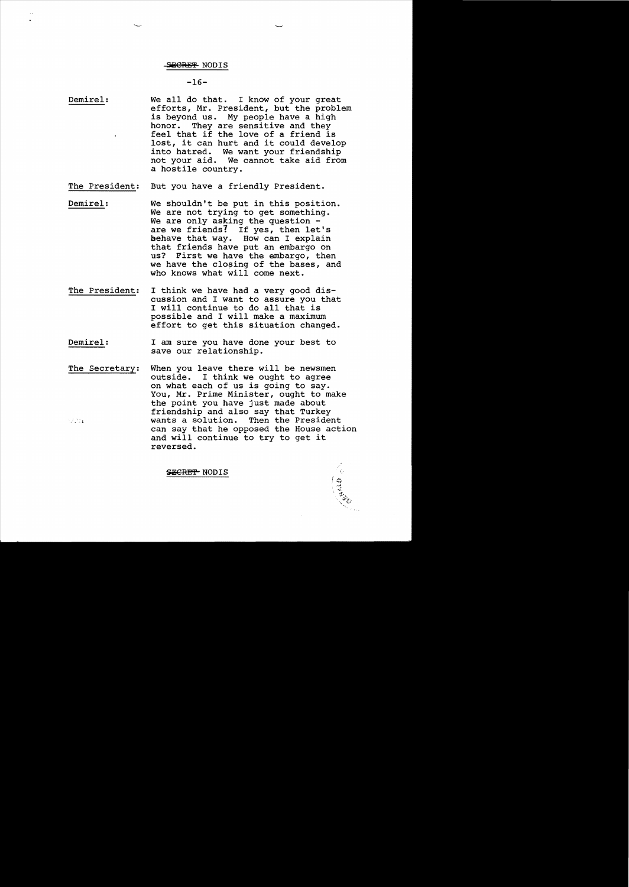SECRET NODIS

**Demirel:** We all do that. I know of your great efforts, Mr. President, but the problem is beyond us. My people have a high honor. They are sensitive and they feel that if the love of a friend is lost, it can hurt and it could develop into hatred. We want your friendship not your aid. We cannot take aid from a hostile country.

**The President:** But you have a friendly President.

**Demirel:** We shouldn't be put in this position. We are not trying to get something. We are only asking the question - are we friends? If yes, then let's behave that way. How can I explain that friends have put an embargo on us? First we have the embargo, then we have the closing of the bases, and who knows what will come next.

**The President:** I think we have had a very good discussion and I want to assure you that I will continue to do all that is possible and I will make a maximum effort to get this situation changed.

**Demirel:** I am sure you have done your best to save our relationship.

**The Secretary:** When you leave there will be newsmen outside. I think we ought to agree on what each of us is going to say. You, Mr. Prime Minister, ought to make the point you have just made about friendship and also say that Turkey wants a solution. Then the President can say that he opposed the House action and will continue to try to get it reversed.

SECRET NODIS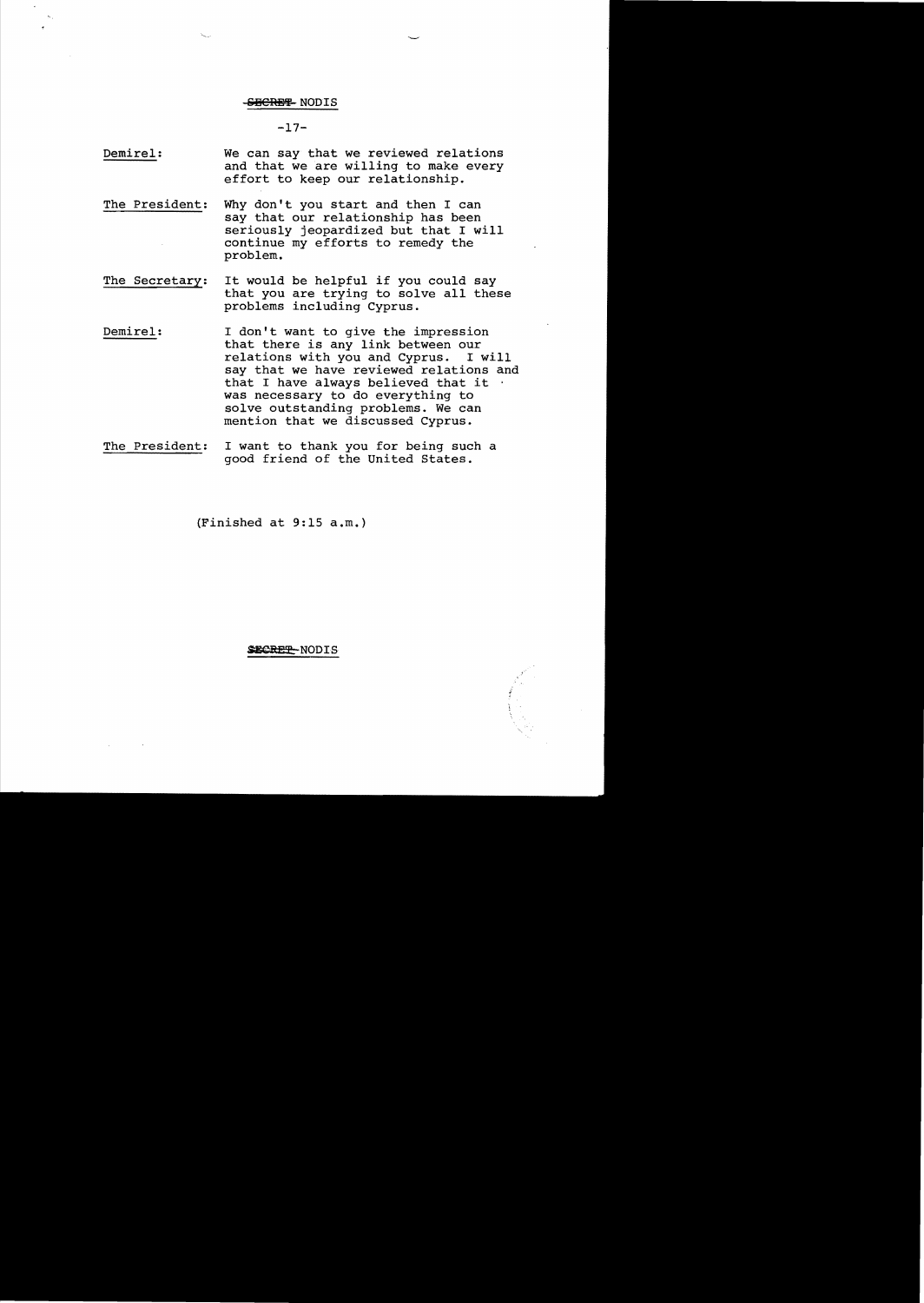SECRET NODIS

**Demirel:** We can say that we reviewed relations and that we are willing to make every effort to keep our relationship.

**The President:** Why don't you start and then I can say that our relationship has been seriously jeopardized but that I will continue my efforts to remedy the problem.

**The Secretary:** It would be helpful if you could say that you are trying to solve all these problems including Cyprus.

**Demirel:** I don't want to give the impression that there is any link between our relations with you and Cyprus. I will say that we have reviewed relations and that I have always believed that it was necessary to do everything to solve outstanding problems. We can mention that we discussed Cyprus.

**The President:** I want to thank you for being such a good friend of the United States.

(Finished at 9:15 a.m.)

SECRET NODIS